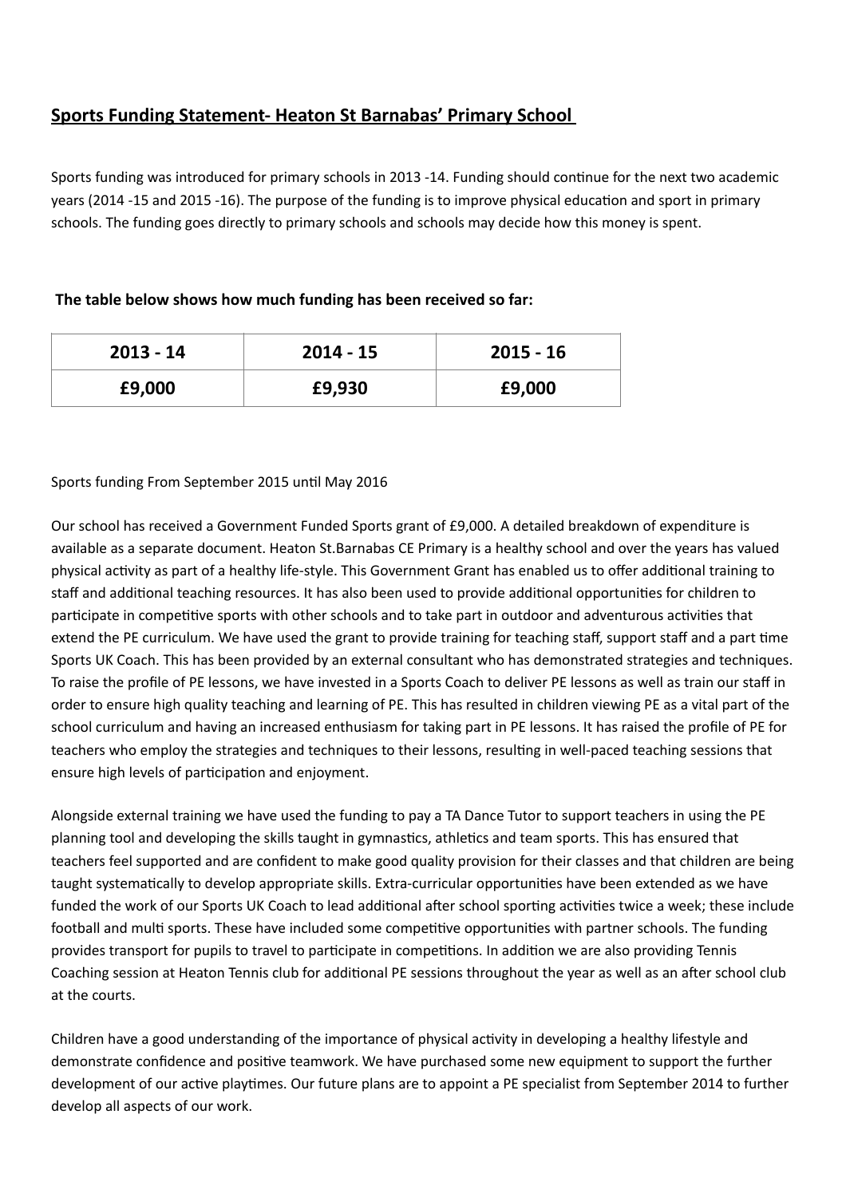## Sports Funding Statement- Heaton St Barnabas' Primary School

Sports funding was introduced for primary schools in 2013 -14. Funding should continue for the next two academic years (2014 -15 and 2015 -16). The purpose of the funding is to improve physical education and sport in primary schools. The funding goes directly to primary schools and schools may decide how this money is spent.

**The table below shows how much funding has been received so far:**

| 2013 - 14 | 2014 - 15 | 2015 - 16 |
|---|---|---|
| **£9,000** | **£9,930** | **£9,000** |

Sports funding From September 2015 until May 2016

Our school has received a Government Funded Sports grant of £9,000. A detailed breakdown of expenditure is available as a separate document. Heaton St.Barnabas CE Primary is a healthy school and over the years has valued physical activity as part of a healthy life-style. This Government Grant has enabled us to offer additional training to staff and additional teaching resources. It has also been used to provide additional opportunities for children to participate in competitive sports with other schools and to take part in outdoor and adventurous activities that extend the PE curriculum. We have used the grant to provide training for teaching staff, support staff and a part time Sports UK Coach. This has been provided by an external consultant who has demonstrated strategies and techniques. To raise the profile of PE lessons, we have invested in a Sports Coach to deliver PE lessons as well as train our staff in order to ensure high quality teaching and learning of PE. This has resulted in children viewing PE as a vital part of the school curriculum and having an increased enthusiasm for taking part in PE lessons. It has raised the profile of PE for teachers who employ the strategies and techniques to their lessons, resulting in well-paced teaching sessions that ensure high levels of participation and enjoyment.

Alongside external training we have used the funding to pay a TA Dance Tutor to support teachers in using the PE planning tool and developing the skills taught in gymnastics, athletics and team sports. This has ensured that teachers feel supported and are confident to make good quality provision for their classes and that children are being taught systematically to develop appropriate skills. Extra-curricular opportunities have been extended as we have funded the work of our Sports UK Coach to lead additional after school sporting activities twice a week; these include football and multi sports. These have included some competitive opportunities with partner schools. The funding provides transport for pupils to travel to participate in competitions. In addition we are also providing Tennis Coaching session at Heaton Tennis club for additional PE sessions throughout the year as well as an after school club at the courts.

Children have a good understanding of the importance of physical activity in developing a healthy lifestyle and demonstrate confidence and positive teamwork. We have purchased some new equipment to support the further development of our active playtimes. Our future plans are to appoint a PE specialist from September 2014 to further develop all aspects of our work.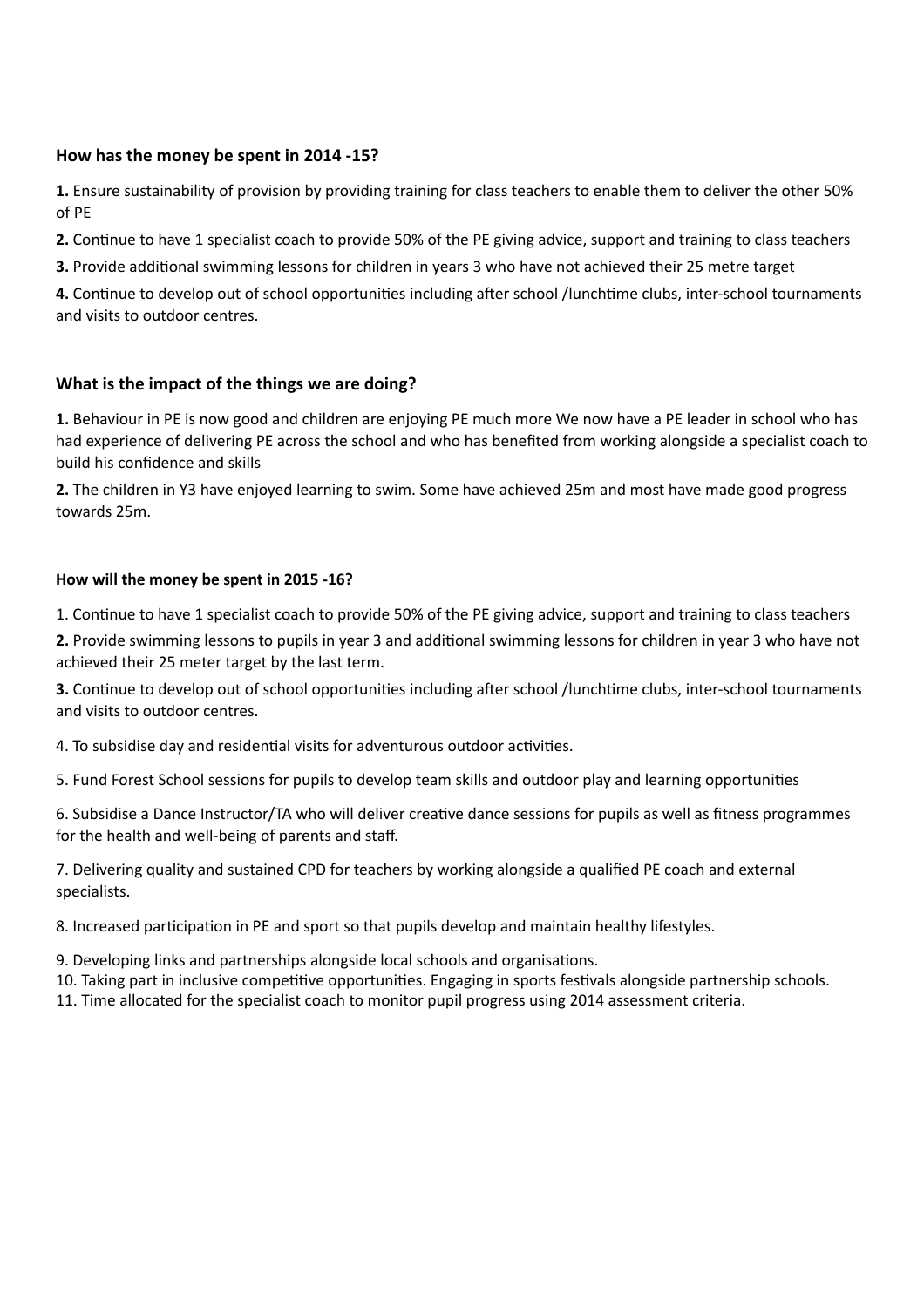### How has the money be spent in 2014 -15?

**1.** Ensure sustainability of provision by providing training for class teachers to enable them to deliver the other 50% of PE

**2.** Continue to have 1 specialist coach to provide 50% of the PE giving advice, support and training to class teachers

**3.** Provide additional swimming lessons for children in years 3 who have not achieved their 25 metre target

**4.** Continue to develop out of school opportunities including after school /lunchtime clubs, inter-school tournaments and visits to outdoor centres.

### What is the impact of the things we are doing?

**1.** Behaviour in PE is now good and children are enjoying PE much more We now have a PE leader in school who has had experience of delivering PE across the school and who has benefited from working alongside a specialist coach to build his confidence and skills

**2.** The children in Y3 have enjoyed learning to swim. Some have achieved 25m and most have made good progress towards 25m.

#### How will the money be spent in 2015 -16?

1. Continue to have 1 specialist coach to provide 50% of the PE giving advice, support and training to class teachers

**2.** Provide swimming lessons to pupils in year 3 and additional swimming lessons for children in year 3 who have not achieved their 25 meter target by the last term.

**3.** Continue to develop out of school opportunities including after school /lunchtime clubs, inter-school tournaments and visits to outdoor centres.

4. To subsidise day and residential visits for adventurous outdoor activities.

5. Fund Forest School sessions for pupils to develop team skills and outdoor play and learning opportunities

6. Subsidise a Dance Instructor/TA who will deliver creative dance sessions for pupils as well as fitness programmes for the health and well-being of parents and staff.

7. Delivering quality and sustained CPD for teachers by working alongside a qualified PE coach and external specialists.

8. Increased participation in PE and sport so that pupils develop and maintain healthy lifestyles.

9. Developing links and partnerships alongside local schools and organisations.
10. Taking part in inclusive competitive opportunities. Engaging in sports festivals alongside partnership schools.
11. Time allocated for the specialist coach to monitor pupil progress using 2014 assessment criteria.